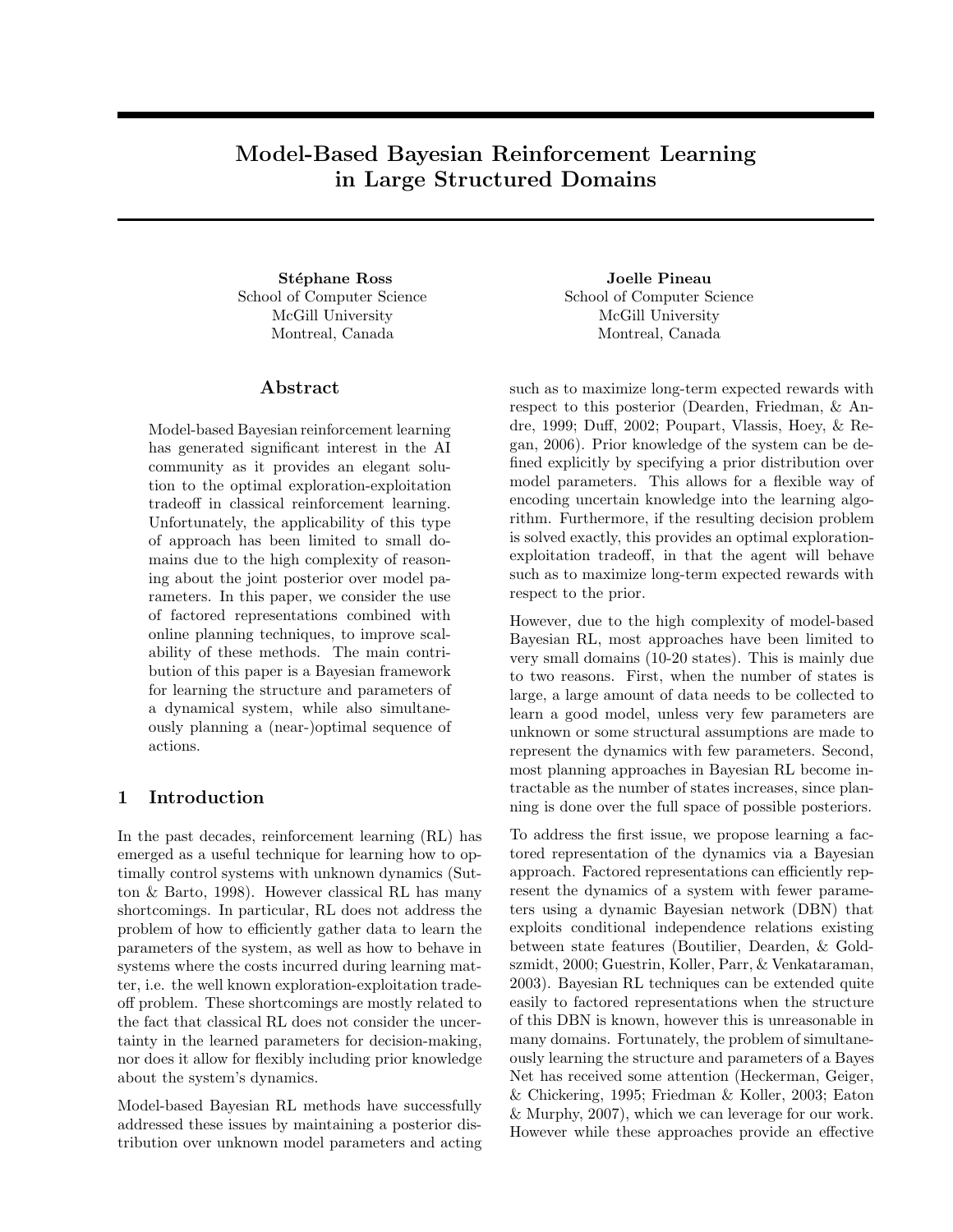# Model-Based Bayesian Reinforcement Learning in Large Structured Domains

**Stéphane Ross**
School of Computer Science
McGill University
Montreal, Canada

**Joelle Pineau**
School of Computer Science
McGill University
Montreal, Canada

## Abstract

Model-based Bayesian reinforcement learning has generated significant interest in the AI community as it provides an elegant solution to the optimal exploration-exploitation tradeoff in classical reinforcement learning. Unfortunately, the applicability of this type of approach has been limited to small domains due to the high complexity of reasoning about the joint posterior over model parameters. In this paper, we consider the use of factored representations combined with online planning techniques, to improve scalability of these methods. The main contribution of this paper is a Bayesian framework for learning the structure and parameters of a dynamical system, while also simultaneously planning a (near-)optimal sequence of actions.

## 1 Introduction

In the past decades, reinforcement learning (RL) has emerged as a useful technique for learning how to optimally control systems with unknown dynamics (Sutton & Barto, 1998). However classical RL has many shortcomings. In particular, RL does not address the problem of how to efficiently gather data to learn the parameters of the system, as well as how to behave in systems where the costs incurred during learning matter, i.e. the well known exploration-exploitation trade-off problem. These shortcomings are mostly related to the fact that classical RL does not consider the uncertainty in the learned parameters for decision-making, nor does it allow for flexibly including prior knowledge about the system's dynamics.

Model-based Bayesian RL methods have successfully addressed these issues by maintaining a posterior distribution over unknown model parameters and acting such as to maximize long-term expected rewards with respect to this posterior (Dearden, Friedman, & Andre, 1999; Duff, 2002; Poupart, Vlassis, Hoey, & Regan, 2006). Prior knowledge of the system can be defined explicitly by specifying a prior distribution over model parameters. This allows for a flexible way of encoding uncertain knowledge into the learning algorithm. Furthermore, if the resulting decision problem is solved exactly, this provides an optimal exploration-exploitation tradeoff, in that the agent will behave such as to maximize long-term expected rewards with respect to the prior.

However, due to the high complexity of model-based Bayesian RL, most approaches have been limited to very small domains (10-20 states). This is mainly due to two reasons. First, when the number of states is large, a large amount of data needs to be collected to learn a good model, unless very few parameters are unknown or some structural assumptions are made to represent the dynamics with few parameters. Second, most planning approaches in Bayesian RL become intractable as the number of states increases, since planning is done over the full space of possible posteriors.

To address the first issue, we propose learning a factored representation of the dynamics via a Bayesian approach. Factored representations can efficiently represent the dynamics of a system with fewer parameters using a dynamic Bayesian network (DBN) that exploits conditional independence relations existing between state features (Boutilier, Dearden, & Goldszmidt, 2000; Guestrin, Koller, Parr, & Venkataraman, 2003). Bayesian RL techniques can be extended quite easily to factored representations when the structure of this DBN is known, however this is unreasonable in many domains. Fortunately, the problem of simultaneously learning the structure and parameters of a Bayes Net has received some attention (Heckerman, Geiger, & Chickering, 1995; Friedman & Koller, 2003; Eaton & Murphy, 2007), which we can leverage for our work. However while these approaches provide an effective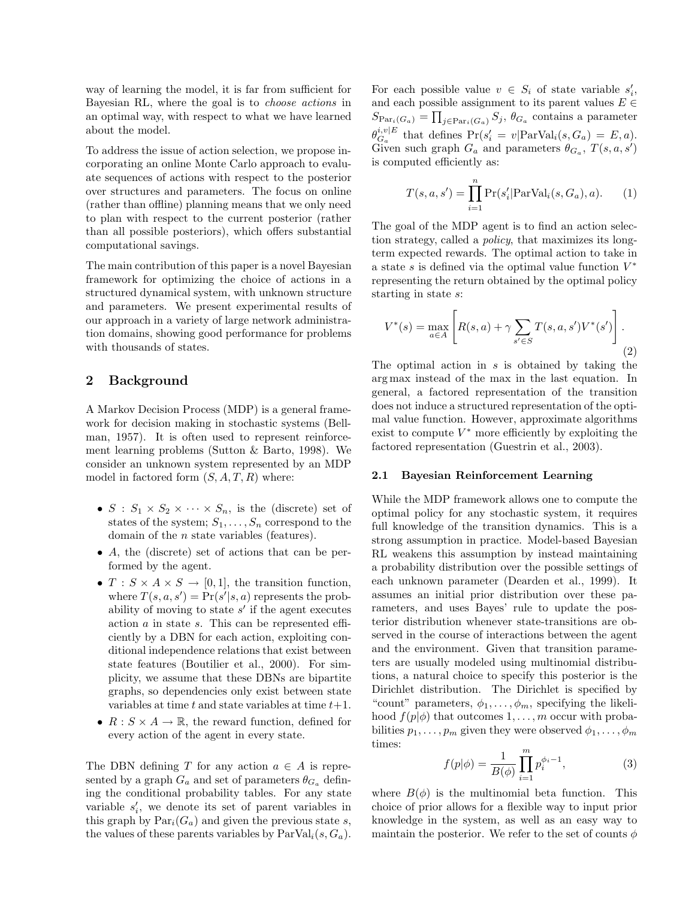way of learning the model, it is far from sufficient for Bayesian RL, where the goal is to *choose actions* in an optimal way, with respect to what we have learned about the model.

To address the issue of action selection, we propose incorporating an online Monte Carlo approach to evaluate sequences of actions with respect to the posterior over structures and parameters. The focus on online (rather than offline) planning means that we only need to plan with respect to the current posterior (rather than all possible posteriors), which offers substantial computational savings.

The main contribution of this paper is a novel Bayesian framework for optimizing the choice of actions in a structured dynamical system, with unknown structure and parameters. We present experimental results of our approach in a variety of large network administration domains, showing good performance for problems with thousands of states.

## 2 Background

A Markov Decision Process (MDP) is a general framework for decision making in stochastic systems (Bellman, 1957). It is often used to represent reinforcement learning problems (Sutton & Barto, 1998). We consider an unknown system represented by an MDP model in factored form $(S, A, T, R)$ where:

- $S : S_1 \times S_2 \times \cdots \times S_n$, is the (discrete) set of states of the system; $S_1, \ldots, S_n$ correspond to the domain of the $n$ state variables (features).
- $A$, the (discrete) set of actions that can be performed by the agent.
- $T : S \times A \times S \to [0, 1]$, the transition function, where $T(s, a, s') = \Pr(s'|s, a)$ represents the probability of moving to state $s'$ if the agent executes action $a$ in state $s$. This can be represented efficiently by a DBN for each action, exploiting conditional independence relations that exist between state features (Boutilier et al., 2000). For simplicity, we assume that these DBNs are bipartite graphs, so dependencies only exist between state variables at time $t$ and state variables at time $t+1$.
- $R : S \times A \to \mathbb{R}$, the reward function, defined for every action of the agent in every state.

The DBN defining $T$ for any action $a \in A$ is represented by a graph $G_a$ and set of parameters $\theta_{G_a}$ defining the conditional probability tables. For any state variable $s'_i$, we denote its set of parent variables in this graph by $\text{Par}_i(G_a)$ and given the previous state $s$, the values of these parents variables by $\text{ParVal}_i(s, G_a)$. For each possible value $v \in S_i$ of state variable $s'_i$, and each possible assignment to its parent values $E \in S_{\text{Par}_i(G_a)} = \prod_{j \in \text{Par}_i(G_a)} S_j$, $\theta_{G_a}$ contains a parameter $\theta^{i,v|E}_{G_a}$ that defines $\Pr(s'_i = v|\text{ParVal}_i(s, G_a) = E, a)$. Given such graph $G_a$ and parameters $\theta_{G_a}$, $T(s, a, s')$ is computed efficiently as:

$$T(s, a, s') = \prod_{i=1}^{n} \Pr(s'_i|\text{ParVal}_i(s, G_a), a). \tag{1}$$

The goal of the MDP agent is to find an action selection strategy, called a *policy*, that maximizes its long-term expected rewards. The optimal action to take in a state $s$ is defined via the optimal value function $V^*$ representing the return obtained by the optimal policy starting in state $s$:

$$V^*(s) = \max_{a \in A} \left[ R(s, a) + \gamma \sum_{s' \in S} T(s, a, s') V^*(s') \right]. \tag{2}$$

The optimal action in $s$ is obtained by taking the $\arg\max$ instead of the max in the last equation. In general, a factored representation of the transition does not induce a structured representation of the optimal value function. However, approximate algorithms exist to compute $V^*$ more efficiently by exploiting the factored representation (Guestrin et al., 2003).

### 2.1 Bayesian Reinforcement Learning

While the MDP framework allows one to compute the optimal policy for any stochastic system, it requires full knowledge of the transition dynamics. This is a strong assumption in practice. Model-based Bayesian RL weakens this assumption by instead maintaining a probability distribution over the possible settings of each unknown parameter (Dearden et al., 1999). It assumes an initial prior distribution over these parameters, and uses Bayes' rule to update the posterior distribution whenever state-transitions are observed in the course of interactions between the agent and the environment. Given that transition parameters are usually modeled using multinomial distributions, a natural choice to specify this posterior is the Dirichlet distribution. The Dirichlet is specified by "count" parameters, $\phi_1, \ldots, \phi_m$, specifying the likelihood $f(p|\phi)$ that outcomes $1, \ldots, m$ occur with probabilities $p_1, \ldots, p_m$ given they were observed $\phi_1, \ldots, \phi_m$ times:

$$f(p|\phi) = \frac{1}{B(\phi)} \prod_{i=1}^{m} p_i^{\phi_i - 1}, \tag{3}$$

where $B(\phi)$ is the multinomial beta function. This choice of prior allows for a flexible way to input prior knowledge in the system, as well as an easy way to maintain the posterior. We refer to the set of counts $\phi$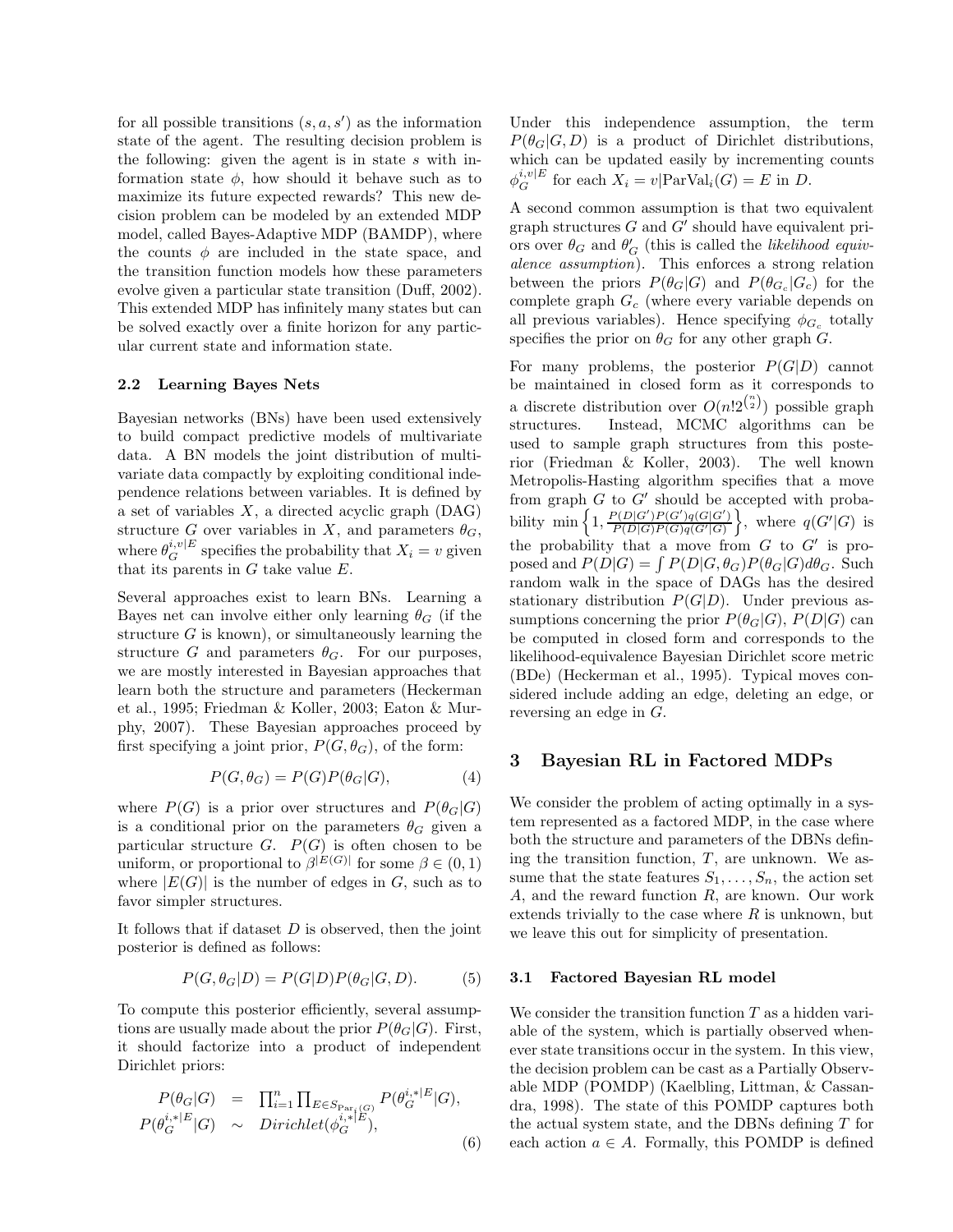for all possible transitions $(s, a, s')$ as the information state of the agent. The resulting decision problem is the following: given the agent is in state $s$ with information state $\phi$, how should it behave such as to maximize its future expected rewards? This new decision problem can be modeled by an extended MDP model, called Bayes-Adaptive MDP (BAMDP), where the counts $\phi$ are included in the state space, and the transition function models how these parameters evolve given a particular state transition (Duff, 2002). This extended MDP has infinitely many states but can be solved exactly over a finite horizon for any particular current state and information state.

### 2.2 Learning Bayes Nets

Bayesian networks (BNs) have been used extensively to build compact predictive models of multivariate data. A BN models the joint distribution of multivariate data compactly by exploiting conditional independence relations between variables. It is defined by a set of variables $X$, a directed acyclic graph (DAG) structure $G$ over variables in $X$, and parameters $\theta_G$, where $\theta_G^{i,v|E}$ specifies the probability that $X_i = v$ given that its parents in $G$ take value $E$.

Several approaches exist to learn BNs. Learning a Bayes net can involve either only learning $\theta_G$ (if the structure $G$ is known), or simultaneously learning the structure $G$ and parameters $\theta_G$. For our purposes, we are mostly interested in Bayesian approaches that learn both the structure and parameters (Heckerman et al., 1995; Friedman & Koller, 2003; Eaton & Murphy, 2007). These Bayesian approaches proceed by first specifying a joint prior, $P(G, \theta_G)$, of the form:

$$P(G, \theta_G) = P(G)P(\theta_G|G), \tag{4}$$

where $P(G)$ is a prior over structures and $P(\theta_G|G)$ is a conditional prior on the parameters $\theta_G$ given a particular structure $G$. $P(G)$ is often chosen to be uniform, or proportional to $\beta^{|E(G)|}$ for some $\beta \in (0, 1)$ where $|E(G)|$ is the number of edges in $G$, such as to favor simpler structures.

It follows that if dataset $D$ is observed, then the joint posterior is defined as follows:

$$P(G, \theta_G|D) = P(G|D)P(\theta_G|G, D). \tag{5}$$

To compute this posterior efficiently, several assumptions are usually made about the prior $P(\theta_G|G)$. First, it should factorize into a product of independent Dirichlet priors:

$$\begin{array}{rcl} P(\theta_G|G) & = & \prod_{i=1}^n \prod_{E \in S_{\mathrm{Par}_i(G)}} P(\theta_G^{i,*|E}|G), \\ P(\theta_G^{i,*|E}|G) & \sim & Dirichlet(\phi_G^{i,*|E}), \end{array} \tag{6}$$

Under this independence assumption, the term $P(\theta_G|G, D)$ is a product of Dirichlet distributions, which can be updated easily by incrementing counts $\phi_G^{i,v|E}$ for each $X_i = v|\mathrm{ParVal}_i(G) = E$ in $D$.

A second common assumption is that two equivalent graph structures $G$ and $G'$ should have equivalent priors over $\theta_G$ and $\theta'_G$ (this is called the *likelihood equivalence assumption*). This enforces a strong relation between the priors $P(\theta_G|G)$ and $P(\theta_{G_c}|G_c)$ for the complete graph $G_c$ (where every variable depends on all previous variables). Hence specifying $\phi_{G_c}$ totally specifies the prior on $\theta_G$ for any other graph $G$.

For many problems, the posterior $P(G|D)$ cannot be maintained in closed form as it corresponds to a discrete distribution over $O(n!2^{\binom{n}{2}})$ possible graph structures. Instead, MCMC algorithms can be used to sample graph structures from this posterior (Friedman & Koller, 2003). The well known Metropolis-Hasting algorithm specifies that a move from graph $G$ to $G'$ should be accepted with probability $\min\left\{1, \frac{P(D|G')P(G')q(G|G')}{P(D|G)P(G)q(G'|G)}\right\}$, where $q(G'|G)$ is the probability that a move from $G$ to $G'$ is proposed and $P(D|G) = \int P(D|G, \theta_G)P(\theta_G|G)d\theta_G$. Such random walk in the space of DAGs has the desired stationary distribution $P(G|D)$. Under previous assumptions concerning the prior $P(\theta_G|G)$, $P(D|G)$ can be computed in closed form and corresponds to the likelihood-equivalence Bayesian Dirichlet score metric (BDe) (Heckerman et al., 1995). Typical moves considered include adding an edge, deleting an edge, or reversing an edge in $G$.

## 3 Bayesian RL in Factored MDPs

We consider the problem of acting optimally in a system represented as a factored MDP, in the case where both the structure and parameters of the DBNs defining the transition function, $T$, are unknown. We assume that the state features $S_1, \ldots, S_n$, the action set $A$, and the reward function $R$, are known. Our work extends trivially to the case where $R$ is unknown, but we leave this out for simplicity of presentation.

### 3.1 Factored Bayesian RL model

We consider the transition function $T$ as a hidden variable of the system, which is partially observed whenever state transitions occur in the system. In this view, the decision problem can be cast as a Partially Observable MDP (POMDP) (Kaelbling, Littman, & Cassandra, 1998). The state of this POMDP captures both the actual system state, and the DBNs defining $T$ for each action $a \in A$. Formally, this POMDP is defined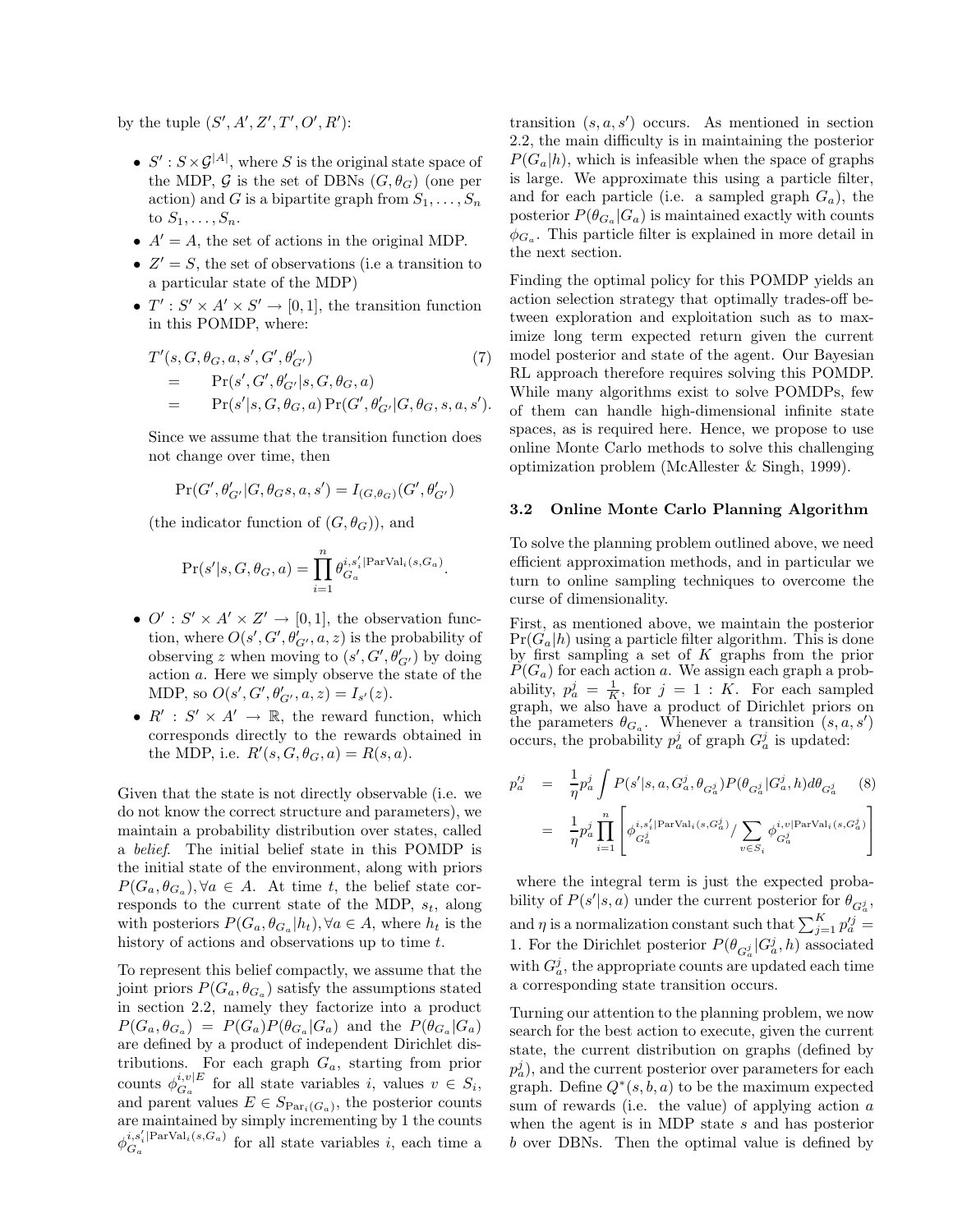by the tuple $(S', A', Z', T', O', R')$:

- $S' : S \times \mathcal{G}^{|A|}$, where $S$ is the original state space of the MDP, $\mathcal{G}$ is the set of DBNs $(G, \theta_G)$ (one per action) and $G$ is a bipartite graph from $S_1, \ldots, S_n$ to $S_1, \ldots, S_n$.
- $A' = A$, the set of actions in the original MDP.
- $Z' = S$, the set of observations (i.e a transition to a particular state of the MDP)
- $T' : S' \times A' \times S' \rightarrow [0, 1]$, the transition function in this POMDP, where:

$$
\begin{aligned}
& T'(s, G, \theta_G, a, s', G', \theta'_{G'}) & (7)\\
= \quad & \Pr(s', G', \theta'_{G'} | s, G, \theta_G, a) \\
= \quad & \Pr(s' | s, G, \theta_G, a) \Pr(G', \theta'_{G'} | G, \theta_G, s, a, s').
\end{aligned}
$$

  Since we assume that the transition function does not change over time, then

$$\Pr(G', \theta'_{G'} | G, \theta_G s, a, s') = I_{(G, \theta_G)}(G', \theta'_{G'})$$

  (the indicator function of $(G, \theta_G)$), and

$$\Pr(s' | s, G, \theta_G, a) = \prod_{i=1}^{n} \theta_{G_a}^{i, s'_i | \mathrm{ParVal}_i(s, G_a)}.$$

- $O' : S' \times A' \times Z' \rightarrow [0, 1]$, the observation function, where $O(s', G', \theta'_{G'}, a, z)$ is the probability of observing $z$ when moving to $(s', G', \theta'_{G'})$ by doing action $a$. Here we simply observe the state of the MDP, so $O(s', G', \theta'_{G'}, a, z) = I_{s'}(z)$.
- $R' : S' \times A' \rightarrow \mathbb{R}$, the reward function, which corresponds directly to the rewards obtained in the MDP, i.e. $R'(s, G, \theta_G, a) = R(s, a)$.

Given that the state is not directly observable (i.e. we do not know the correct structure and parameters), we maintain a probability distribution over states, called a *belief*. The initial belief state in this POMDP is the initial state of the environment, along with priors $P(G_a, \theta_{G_a}), \forall a \in A$. At time $t$, the belief state corresponds to the current state of the MDP, $s_t$, along with posteriors $P(G_a, \theta_{G_a} | h_t), \forall a \in A$, where $h_t$ is the history of actions and observations up to time $t$.

To represent this belief compactly, we assume that the joint priors $P(G_a, \theta_{G_a})$ satisfy the assumptions stated in section 2.2, namely they factorize into a product $P(G_a, \theta_{G_a}) = P(G_a) P(\theta_{G_a} | G_a)$ and the $P(\theta_{G_a} | G_a)$ are defined by a product of independent Dirichlet distributions. For each graph $G_a$, starting from prior counts $\phi_{G_a}^{i, v | E}$ for all state variables $i$, values $v \in S_i$, and parent values $E \in S_{\mathrm{Par}_i(G_a)}$, the posterior counts are maintained by simply incrementing by 1 the counts $\phi_{G_a}^{i, s'_i | \mathrm{ParVal}_i(s, G_a)}$ for all state variables $i$, each time a transition $(s, a, s')$ occurs. As mentioned in section 2.2, the main difficulty is in maintaining the posterior $P(G_a | h)$, which is infeasible when the space of graphs is large. We approximate this using a particle filter, and for each particle (i.e. a sampled graph $G_a$), the posterior $P(\theta_{G_a} | G_a)$ is maintained exactly with counts $\phi_{G_a}$. This particle filter is explained in more detail in the next section.

Finding the optimal policy for this POMDP yields an action selection strategy that optimally trades-off between exploration and exploitation such as to maximize long term expected return given the current model posterior and state of the agent. Our Bayesian RL approach therefore requires solving this POMDP. While many algorithms exist to solve POMDPs, few of them can handle high-dimensional infinite state spaces, as is required here. Hence, we propose to use online Monte Carlo methods to solve this challenging optimization problem (McAllester & Singh, 1999).

### 3.2 Online Monte Carlo Planning Algorithm

To solve the planning problem outlined above, we need efficient approximation methods, and in particular we turn to online sampling techniques to overcome the curse of dimensionality.

First, as mentioned above, we maintain the posterior $\Pr(G_a | h)$ using a particle filter algorithm. This is done by first sampling a set of $K$ graphs from the prior $P(G_a)$ for each action $a$. We assign each graph a probability, $p_a^j = \frac{1}{K}$, for $j = 1 : K$. For each sampled graph, we also have a product of Dirichlet priors on the parameters $\theta_{G_a}$. Whenever a transition $(s, a, s')$ occurs, the probability $p_a^j$ of graph $G_a^j$ is updated:

$$
\begin{aligned}
p'^j_a &= \frac{1}{\eta} p_a^j \int P(s' | s, a, G_a^j, \theta_{G_a^j}) P(\theta_{G_a^j} | G_a^j, h) d\theta_{G_a^j} \qquad (8)\\
&= \frac{1}{\eta} p_a^j \prod_{i=1}^{n} \left[ \phi_{G_a^j}^{i, s'_i | \mathrm{ParVal}_i(s, G_a^j)} / \sum_{v \in S_i} \phi_{G_a^j}^{i, v | \mathrm{ParVal}_i(s, G_a^j)} \right]
\end{aligned}
$$

where the integral term is just the expected probability of $P(s' | s, a)$ under the current posterior for $\theta_{G_a^j}$, and $\eta$ is a normalization constant such that $\sum_{j=1}^{K} p'^j_a = 1$. For the Dirichlet posterior $P(\theta_{G_a^j} | G_a^j, h)$ associated with $G_a^j$, the appropriate counts are updated each time a corresponding state transition occurs.

Turning our attention to the planning problem, we now search for the best action to execute, given the current state, the current distribution on graphs (defined by $p_a^j$), and the current posterior over parameters for each graph. Define $Q^*(s, b, a)$ to be the maximum expected sum of rewards (i.e. the value) of applying action $a$ when the agent is in MDP state $s$ and has posterior $b$ over DBNs. Then the optimal value is defined by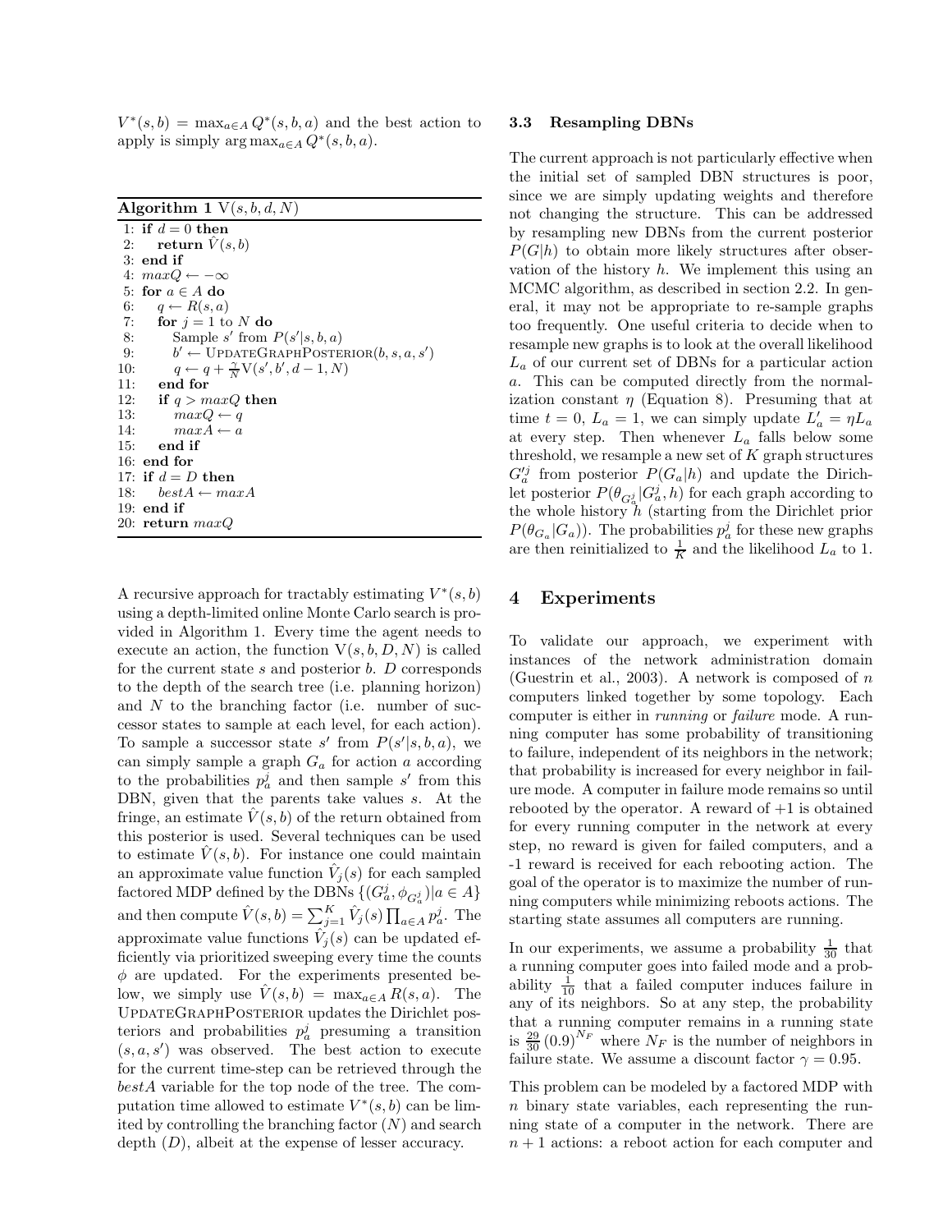$V^*(s,b) = \max_{a \in A} Q^*(s,b,a)$ and the best action to apply is simply $\arg\max_{a \in A} Q^*(s,b,a)$.

**Algorithm 1** $\text{V}(s, b, d, N)$

```
1: if d = 0 then
2:    return V̂(s, b)
3: end if
4: maxQ ← −∞
5: for a ∈ A do
6:    q ← R(s, a)
7:    for j = 1 to N do
8:       Sample s' from P(s'|s, b, a)
9:       b' ← UpdateGraphPosterior(b, s, a, s')
10:      q ← q + (γ/N) V(s', b', d − 1, N)
11:   end for
12:   if q > maxQ then
13:      maxQ ← q
14:      maxA ← a
15:   end if
16: end for
17: if d = D then
18:    bestA ← maxA
19: end if
20: return maxQ
```

A recursive approach for tractably estimating $V^*(s,b)$ using a depth-limited online Monte Carlo search is provided in Algorithm 1. Every time the agent needs to execute an action, the function $\text{V}(s,b,D,N)$ is called for the current state $s$ and posterior $b$. $D$ corresponds to the depth of the search tree (i.e. planning horizon) and $N$ to the branching factor (i.e. number of successor states to sample at each level, for each action). To sample a successor state $s'$ from $P(s'|s,b,a)$, we can simply sample a graph $G_a$ for action $a$ according to the probabilities $p_a^j$ and then sample $s'$ from this DBN, given that the parents take values $s$. At the fringe, an estimate $\hat{V}(s,b)$ of the return obtained from this posterior is used. Several techniques can be used to estimate $\hat{V}(s,b)$. For instance one could maintain an approximate value function $\hat{V}_j(s)$ for each sampled factored MDP defined by the DBNs $\{(G_a^j, \phi_{G_a^j}) | a \in A\}$ and then compute $\hat{V}(s,b) = \sum_{j=1}^{K} \hat{V}_j(s) \prod_{a \in A} p_a^j$. The approximate value functions $\hat{V}_j(s)$ can be updated efficiently via prioritized sweeping every time the counts $\phi$ are updated. For the experiments presented below, we simply use $\hat{V}(s,b) = \max_{a \in A} R(s,a)$. The UpdateGraphPosterior updates the Dirichlet posteriors and probabilities $p_a^j$ presuming a transition $(s,a,s')$ was observed. The best action to execute for the current time-step can be retrieved through the $bestA$ variable for the top node of the tree. The computation time allowed to estimate $V^*(s,b)$ can be limited by controlling the branching factor ($N$) and search depth ($D$), albeit at the expense of lesser accuracy.

### 3.3 Resampling DBNs

The current approach is not particularly effective when the initial set of sampled DBN structures is poor, since we are simply updating weights and therefore not changing the structure. This can be addressed by resampling new DBNs from the current posterior $P(G|h)$ to obtain more likely structures after observation of the history $h$. We implement this using an MCMC algorithm, as described in section 2.2. In general, it may not be appropriate to re-sample graphs too frequently. One useful criteria to decide when to resample new graphs is to look at the overall likelihood $L_a$ of our current set of DBNs for a particular action $a$. This can be computed directly from the normalization constant $\eta$ (Equation 8). Presuming that at time $t = 0$, $L_a = 1$, we can simply update $L'_a = \eta L_a$ at every step. Then whenever $L_a$ falls below some threshold, we resample a new set of $K$ graph structures $G_a'^j$ from posterior $P(G_a|h)$ and update the Dirichlet posterior $P(\theta_{G_a^j}|G_a^j, h)$ for each graph according to the whole history $h$ (starting from the Dirichlet prior $P(\theta_{G_a}|G_a)$). The probabilities $p_a^j$ for these new graphs are then reinitialized to $\frac{1}{K}$ and the likelihood $L_a$ to 1.

## 4 Experiments

To validate our approach, we experiment with instances of the network administration domain (Guestrin et al., 2003). A network is composed of $n$ computers linked together by some topology. Each computer is either in *running* or *failure* mode. A running computer has some probability of transitioning to failure, independent of its neighbors in the network; that probability is increased for every neighbor in failure mode. A computer in failure mode remains so until rebooted by the operator. A reward of +1 is obtained for every running computer in the network at every step, no reward is given for failed computers, and a -1 reward is received for each rebooting action. The goal of the operator is to maximize the number of running computers while minimizing reboots actions. The starting state assumes all computers are running.

In our experiments, we assume a probability $\frac{1}{30}$ that a running computer goes into failed mode and a probability $\frac{1}{10}$ that a failed computer induces failure in any of its neighbors. So at any step, the probability that a running computer remains in a running state is $\frac{29}{30}(0.9)^{N_F}$ where $N_F$ is the number of neighbors in failure state. We assume a discount factor $\gamma = 0.95$.

This problem can be modeled by a factored MDP with $n$ binary state variables, each representing the running state of a computer in the network. There are $n+1$ actions: a reboot action for each computer and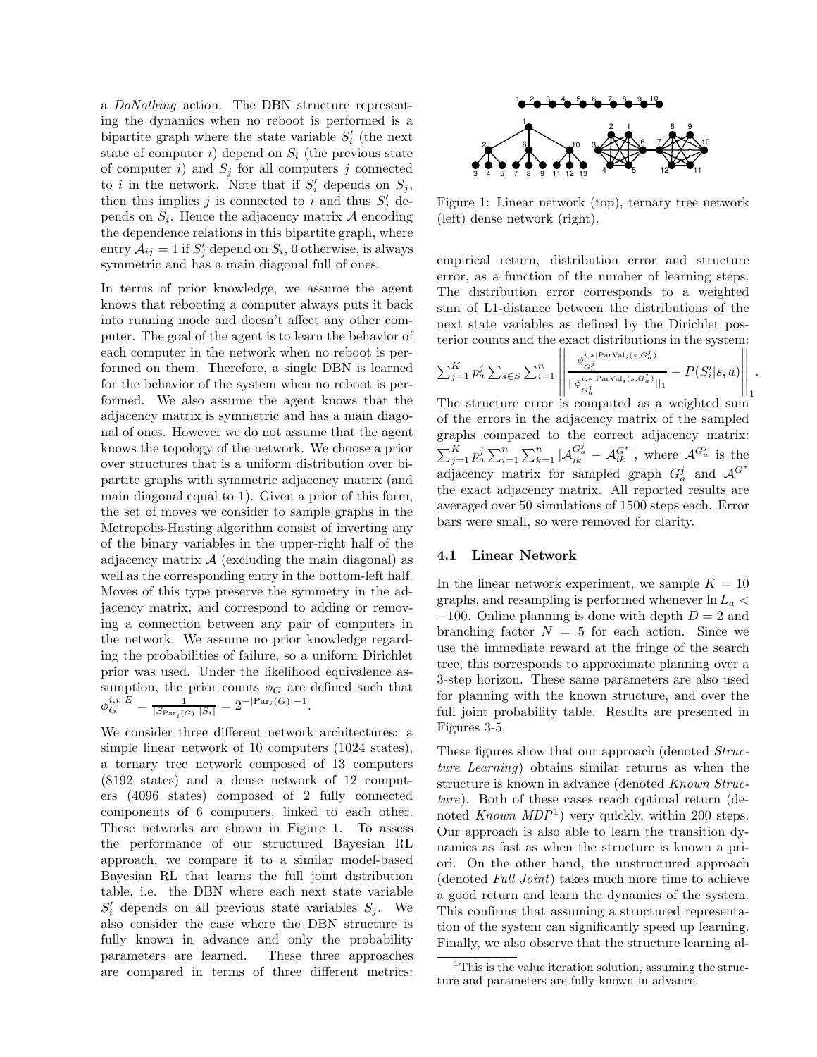a *DoNothing* action. The DBN structure representing the dynamics when no reboot is performed is a bipartite graph where the state variable $S_i'$ (the next state of computer $i$) depend on $S_i$ (the previous state of computer $i$) and $S_j$ for all computers $j$ connected to $i$ in the network. Note that if $S_i'$ depends on $S_j$, then this implies $j$ is connected to $i$ and thus $S_j'$ depends on $S_i$. Hence the adjacency matrix $\mathcal{A}$ encoding the dependence relations in this bipartite graph, where entry $\mathcal{A}_{ij} = 1$ if $S_j'$ depend on $S_i$, 0 otherwise, is always symmetric and has a main diagonal full of ones.

In terms of prior knowledge, we assume the agent knows that rebooting a computer always puts it back into running mode and doesn't affect any other computer. The goal of the agent is to learn the behavior of each computer in the network when no reboot is performed on them. Therefore, a single DBN is learned for the behavior of the system when no reboot is performed. We also assume the agent knows that the adjacency matrix is symmetric and has a main diagonal of ones. However we do not assume that the agent knows the topology of the network. We choose a prior over structures that is a uniform distribution over bipartite graphs with symmetric adjacency matrix (and main diagonal equal to 1). Given a prior of this form, the set of moves we consider to sample graphs in the Metropolis-Hasting algorithm consist of inverting any of the binary variables in the upper-right half of the adjacency matrix $\mathcal{A}$ (excluding the main diagonal) as well as the corresponding entry in the bottom-left half. Moves of this type preserve the symmetry in the adjacency matrix, and correspond to adding or removing a connection between any pair of computers in the network. We assume no prior knowledge regarding the probabilities of failure, so a uniform Dirichlet prior was used. Under the likelihood equivalence assumption, the prior counts $\phi_G$ are defined such that $\phi_G^{i,v|E} = \frac{1}{|S_{\mathrm{Par}_i(G)}||S_i|} = 2^{-|\mathrm{Par}_i(G)|-1}$.

We consider three different network architectures: a simple linear network of 10 computers (1024 states), a ternary tree network composed of 13 computers (8192 states) and a dense network of 12 computers (4096 states) composed of 2 fully connected components of 6 computers, linked to each other. These networks are shown in Figure 1. To assess the performance of our structured Bayesian RL approach, we compare it to a similar model-based Bayesian RL that learns the full joint distribution table, i.e. the DBN where each next state variable $S_i'$ depends on all previous state variables $S_j$. We also consider the case where the DBN structure is fully known in advance and only the probability parameters are learned. These three approaches are compared in terms of three different metrics: empirical return, distribution error and structure error, as a function of the number of learning steps. The distribution error corresponds to a weighted sum of L1-distance between the distributions of the next state variables as defined by the Dirichlet posterior counts and the exact distributions in the system: $\sum_{j=1}^{K} p_a^j \sum_{s \in S} \sum_{i=1}^{n} \left\| \frac{\phi_{G_a^j}^{i,*|\mathrm{ParVal}_i(s,G_a^j)}}{||\phi_{G_a^j}^{i,*|\mathrm{ParVal}_i(s,G_a^j)}||_1} - P(S_i'|s,a) \right\|_1$. The structure error is computed as a weighted sum of the errors in the adjacency matrix of the sampled graphs compared to the correct adjacency matrix: $\sum_{j=1}^{K} p_a^j \sum_{i=1}^{n} \sum_{k=1}^{n} |\mathcal{A}_{ik}^{G_a^j} - \mathcal{A}_{ik}^{G^*}|$, where $\mathcal{A}^{G_a^j}$ is the adjacency matrix for sampled graph $G_a^j$ and $\mathcal{A}^{G^*}$ the exact adjacency matrix. All reported results are averaged over 50 simulations of 1500 steps each. Error bars were small, so were removed for clarity.

Figure 1: Linear network (top), ternary tree network (left) dense network (right).

### 4.1 Linear Network

In the linear network experiment, we sample $K = 10$ graphs, and resampling is performed whenever $\ln L_a < -100$. Online planning is done with depth $D = 2$ and branching factor $N = 5$ for each action. Since we use the immediate reward at the fringe of the search tree, this corresponds to approximate planning over a 3-step horizon. These same parameters are also used for planning with the known structure, and over the full joint probability table. Results are presented in Figures 3-5.

These figures show that our approach (denoted *Structure Learning*) obtains similar returns as when the structure is known in advance (denoted *Known Structure*). Both of these cases reach optimal return (denoted *Known MDP*[1]) very quickly, within 200 steps. Our approach is also able to learn the transition dynamics as fast as when the structure is known a priori. On the other hand, the unstructured approach (denoted *Full Joint*) takes much more time to achieve a good return and learn the dynamics of the system. This confirms that assuming a structured representation of the system can significantly speed up learning. Finally, we also observe that the structure learning al-

[1] This is the value iteration solution, assuming the structure and parameters are fully known in advance.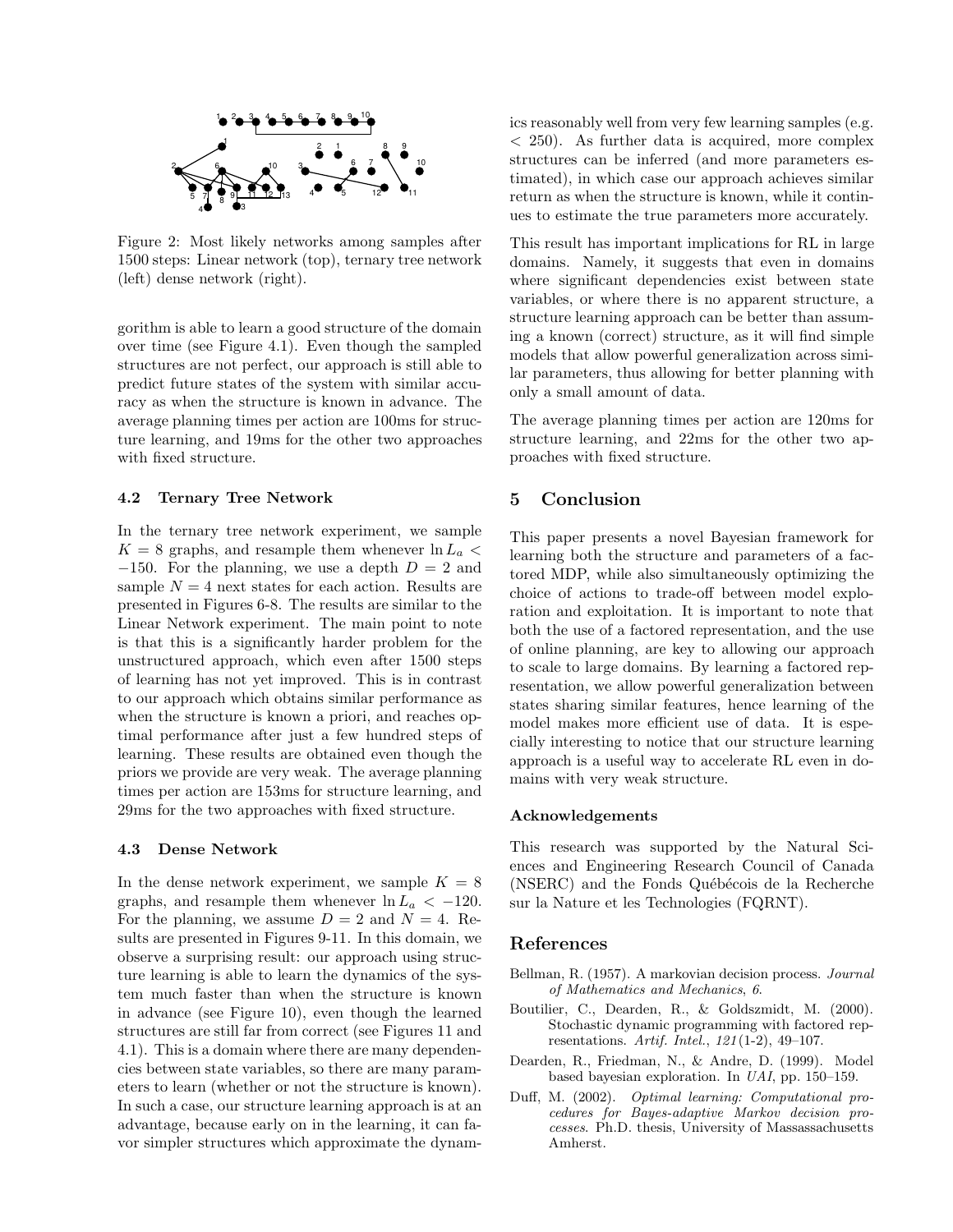Figure 2: Most likely networks among samples after 1500 steps: Linear network (top), ternary tree network (left) dense network (right).

gorithm is able to learn a good structure of the domain over time (see Figure 4.1). Even though the sampled structures are not perfect, our approach is still able to predict future states of the system with similar accuracy as when the structure is known in advance. The average planning times per action are 100ms for structure learning, and 19ms for the other two approaches with fixed structure.

### 4.2 Ternary Tree Network

In the ternary tree network experiment, we sample $K = 8$ graphs, and resample them whenever $\ln L_a < -150$. For the planning, we use a depth $D = 2$ and sample $N = 4$ next states for each action. Results are presented in Figures 6-8. The results are similar to the Linear Network experiment. The main point to note is that this is a significantly harder problem for the unstructured approach, which even after 1500 steps of learning has not yet improved. This is in contrast to our approach which obtains similar performance as when the structure is known a priori, and reaches optimal performance after just a few hundred steps of learning. These results are obtained even though the priors we provide are very weak. The average planning times per action are 153ms for structure learning, and 29ms for the two approaches with fixed structure.

### 4.3 Dense Network

In the dense network experiment, we sample $K = 8$ graphs, and resample them whenever $\ln L_a < -120$. For the planning, we assume $D = 2$ and $N = 4$. Results are presented in Figures 9-11. In this domain, we observe a surprising result: our approach using structure learning is able to learn the dynamics of the system much faster than when the structure is known in advance (see Figure 10), even though the learned structures are still far from correct (see Figures 11 and 4.1). This is a domain where there are many dependencies between state variables, so there are many parameters to learn (whether or not the structure is known). In such a case, our structure learning approach is at an advantage, because early on in the learning, it can favor simpler structures which approximate the dynamics reasonably well from very few learning samples (e.g. $< 250$). As further data is acquired, more complex structures can be inferred (and more parameters estimated), in which case our approach achieves similar return as when the structure is known, while it continues to estimate the true parameters more accurately.

This result has important implications for RL in large domains. Namely, it suggests that even in domains where significant dependencies exist between state variables, or where there is no apparent structure, a structure learning approach can be better than assuming a known (correct) structure, as it will find simple models that allow powerful generalization across similar parameters, thus allowing for better planning with only a small amount of data.

The average planning times per action are 120ms for structure learning, and 22ms for the other two approaches with fixed structure.

## 5 Conclusion

This paper presents a novel Bayesian framework for learning both the structure and parameters of a factored MDP, while also simultaneously optimizing the choice of actions to trade-off between model exploration and exploitation. It is important to note that both the use of a factored representation, and the use of online planning, are key to allowing our approach to scale to large domains. By learning a factored representation, we allow powerful generalization between states sharing similar features, hence learning of the model makes more efficient use of data. It is especially interesting to notice that our structure learning approach is a useful way to accelerate RL even in domains with very weak structure.

### Acknowledgements

This research was supported by the Natural Sciences and Engineering Research Council of Canada (NSERC) and the Fonds Québécois de la Recherche sur la Nature et les Technologies (FQRNT).

## References

Bellman, R. (1957). A markovian decision process. *Journal of Mathematics and Mechanics*, *6*.

Boutilier, C., Dearden, R., & Goldszmidt, M. (2000). Stochastic dynamic programming with factored representations. *Artif. Intel.*, *121*(1-2), 49–107.

Dearden, R., Friedman, N., & Andre, D. (1999). Model based bayesian exploration. In *UAI*, pp. 150–159.

Duff, M. (2002). *Optimal learning: Computational procedures for Bayes-adaptive Markov decision processes*. Ph.D. thesis, University of Massachusetts Amherst.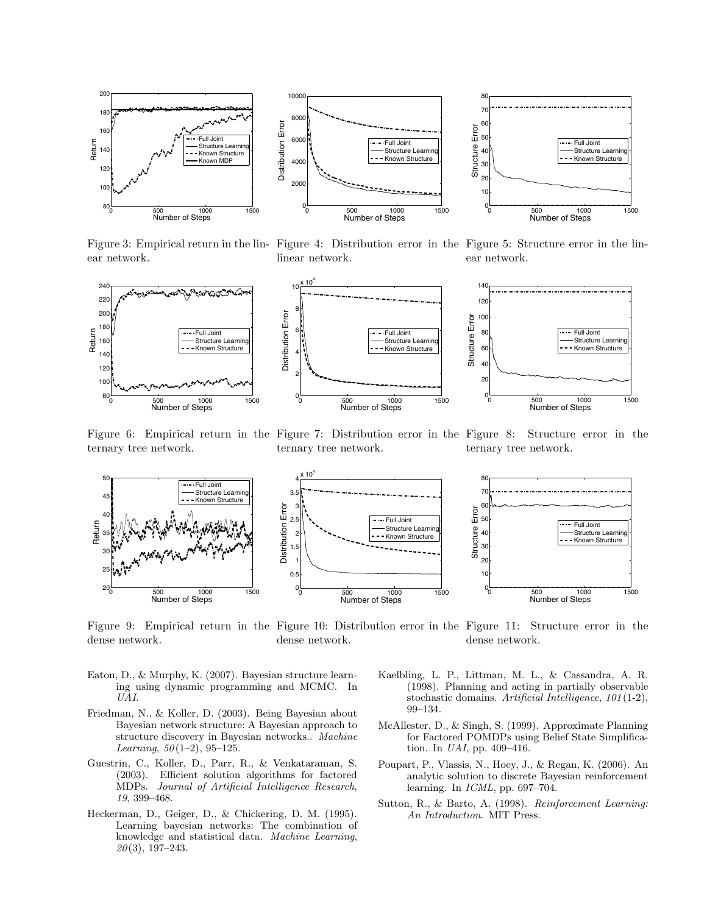200
180
160
140
120
100
80
Return
0
500
1000
1500
Number of Steps
Full Joint
Structure Learning
Known Structure
Known MDP

Figure 3: Empirical return in the linear network.

10000
8000
6000
4000
2000
0
Distribution Error
0
500
1000
1500
Number of Steps
Full Joint
Structure Learning
Known Structure

Figure 4: Distribution error in the linear network.

80
70
60
50
40
30
20
10
0
Structure Error
0
500
1000
1500
Number of Steps
Full Joint
Structure Learning
Known Structure

Figure 5: Structure error in the linear network.

240
220
200
180
160
140
120
100
80
Return
0
500
1000
1500
Number of Steps
Full Joint
Structure Learning
Known Structure

Figure 6: Empirical return in the ternary tree network.

10
8
6
4
2
0
x 10[4]
Distribution Error
0
500
1000
1500
Number of Steps
Full Joint
Structure Learning
Known Structure

Figure 7: Distribution error in the ternary tree network.

140
120
100
80
60
40
20
0
Structure Error
0
500
1000
1500
Number of Steps
Full Joint
Structure Learning
Known Structure

Figure 8: Structure error in the ternary tree network.

50
45
40
35
30
25
20
Return
0
500
1000
1500
Number of Steps
Full Joint
Structure Learning
Known Structure

Figure 9: Empirical return in the dense network.

4
3.5
3
2.5
2
1.5
1
0.5
0
x 10[4]
Distribution Error
0
500
1000
1500
Number of Steps
Full Joint
Structure Learning
Known Structure

Figure 10: Distribution error in the dense network.

80
70
60
50
40
30
20
10
0
Structure Error
0
500
1000
1500
Number of Steps
Full Joint
Structure Learning
Known Structure

Figure 11: Structure error in the dense network.

Eaton, D., & Murphy, K. (2007). Bayesian structure learning using dynamic programming and MCMC. In *UAI*.

Friedman, N., & Koller, D. (2003). Being Bayesian about Bayesian network structure: A Bayesian approach to structure discovery in Bayesian networks.. *Machine Learning*, *50*(1–2), 95–125.

Guestrin, C., Koller, D., Parr, R., & Venkataraman, S. (2003). Efficient solution algorithms for factored MDPs. *Journal of Artificial Intelligence Research*, *19*, 399–468.

Heckerman, D., Geiger, D., & Chickering, D. M. (1995). Learning bayesian networks: The combination of knowledge and statistical data. *Machine Learning*, *20*(3), 197–243.

Kaelbling, L. P., Littman, M. L., & Cassandra, A. R. (1998). Planning and acting in partially observable stochastic domains. *Artificial Intelligence*, *101*(1-2), 99–134.

McAllester, D., & Singh, S. (1999). Approximate Planning for Factored POMDPs using Belief State Simplification. In *UAI*, pp. 409–416.

Poupart, P., Vlassis, N., Hoey, J., & Regan, K. (2006). An analytic solution to discrete Bayesian reinforcement learning. In *ICML*, pp. 697–704.

Sutton, R., & Barto, A. (1998). *Reinforcement Learning: An Introduction*. MIT Press.